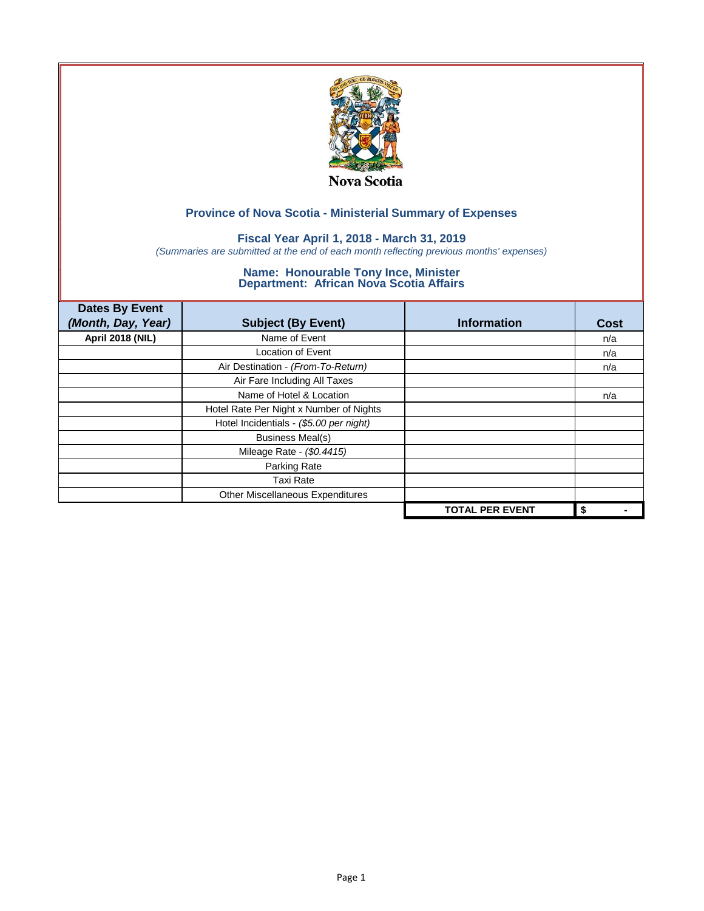Nova Scotia

## Province of Nova Scotia - Ministerial Summary of Expenses

### Fiscal Year April 1, 2018 - March 31, 2019

*(Summaries are submitted at the end of each month reflecting previous months' expenses)*

### Name: Honourable Tony Ince, Minister
### Department: African Nova Scotia Affairs

| Dates By Event *(Month, Day, Year)* | Subject (By Event) | Information | Cost |
|---|---|---|---|
| **April 2018 (NIL)** | Name of Event | | n/a |
| | Location of Event | | n/a |
| | Air Destination - *(From-To-Return)* | | n/a |
| | Air Fare Including All Taxes | | |
| | Name of Hotel & Location | | n/a |
| | Hotel Rate Per Night x Number of Nights | | |
| | Hotel Incidentials - *($5.00 per night)* | | |
| | Business Meal(s) | | |
| | Mileage Rate - *($0.4415)* | | |
| | Parking Rate | | |
| | Taxi Rate | | |
| | Other Miscellaneous Expenditures | | |
| | | **TOTAL PER EVENT** | **$ -** |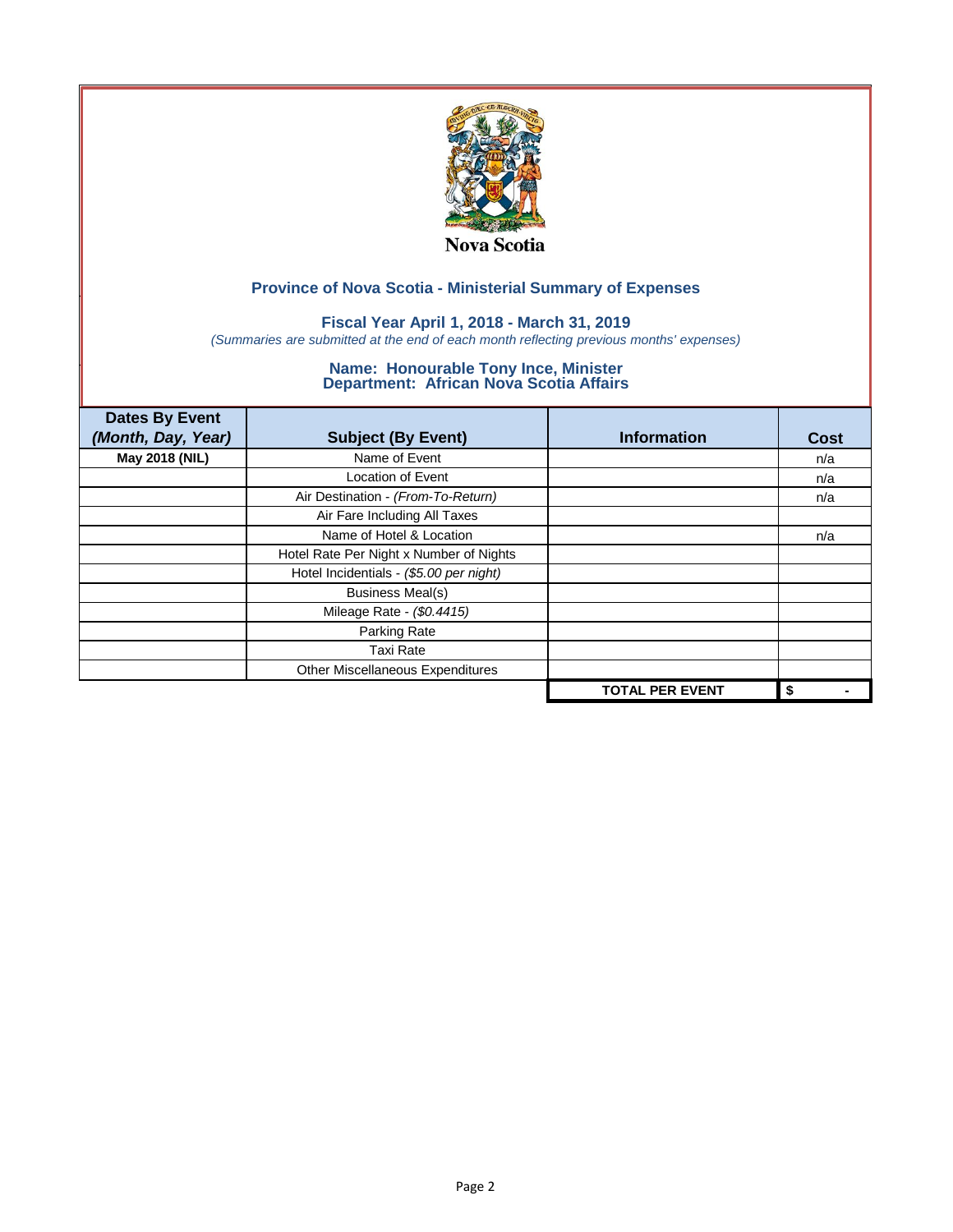Nova Scotia

## Province of Nova Scotia - Ministerial Summary of Expenses

### Fiscal Year April 1, 2018 - March 31, 2019

*(Summaries are submitted at the end of each month reflecting previous months' expenses)*

### Name: Honourable Tony Ince, Minister
### Department: African Nova Scotia Affairs

| Dates By Event *(Month, Day, Year)* | Subject (By Event) | Information | Cost |
|---|---|---|---|
| **May 2018 (NIL)** | Name of Event | | n/a |
| | Location of Event | | n/a |
| | Air Destination - *(From-To-Return)* | | n/a |
| | Air Fare Including All Taxes | | |
| | Name of Hotel & Location | | n/a |
| | Hotel Rate Per Night x Number of Nights | | |
| | Hotel Incidentials - *($5.00 per night)* | | |
| | Business Meal(s) | | |
| | Mileage Rate - *($0.4415)* | | |
| | Parking Rate | | |
| | Taxi Rate | | |
| | Other Miscellaneous Expenditures | | |
| | | **TOTAL PER EVENT** | **$ -** |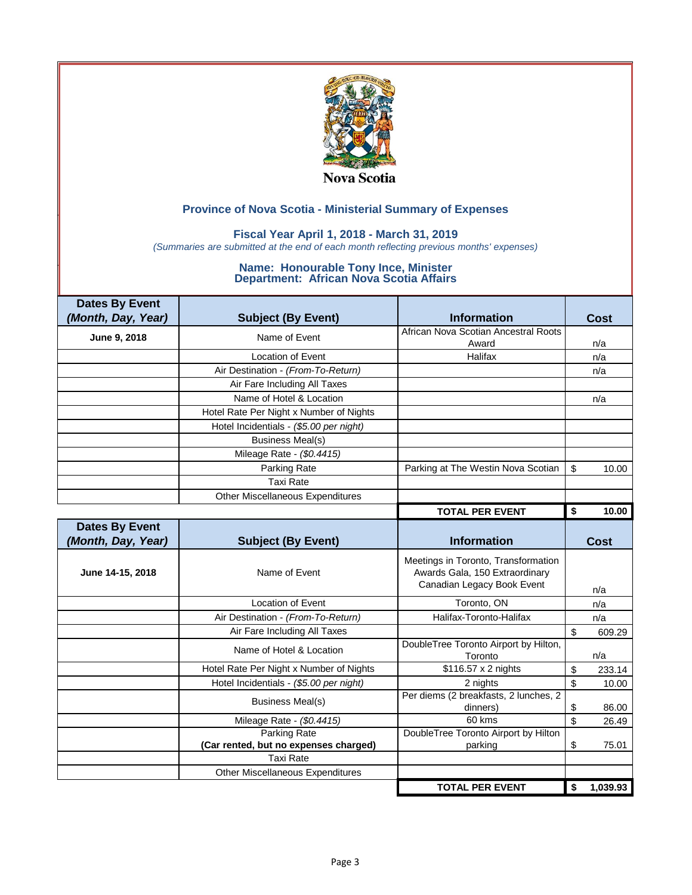Nova Scotia

## Province of Nova Scotia - Ministerial Summary of Expenses

### Fiscal Year April 1, 2018 - March 31, 2019

*(Summaries are submitted at the end of each month reflecting previous months' expenses)*

### Name: Honourable Tony Ince, Minister
### Department: African Nova Scotia Affairs

| Dates By Event *(Month, Day, Year)* | Subject (By Event) | Information | Cost |
|---|---|---|---|
| June 9, 2018 | Name of Event | African Nova Scotian Ancestral Roots Award | n/a |
| | Location of Event | Halifax | n/a |
| | Air Destination - *(From-To-Return)* | | n/a |
| | Air Fare Including All Taxes | | |
| | Name of Hotel & Location | | n/a |
| | Hotel Rate Per Night x Number of Nights | | |
| | Hotel Incidentials - *($5.00 per night)* | | |
| | Business Meal(s) | | |
| | Mileage Rate - *($0.4415)* | | |
| | Parking Rate | Parking at The Westin Nova Scotian | $ 10.00 |
| | Taxi Rate | | |
| | Other Miscellaneous Expenditures | | |
| | | **TOTAL PER EVENT** | **$ 10.00** |

| Dates By Event *(Month, Day, Year)* | Subject (By Event) | Information | Cost |
|---|---|---|---|
| June 14-15, 2018 | Name of Event | Meetings in Toronto, Transformation Awards Gala, 150 Extraordinary Canadian Legacy Book Event | n/a |
| | Location of Event | Toronto, ON | n/a |
| | Air Destination - *(From-To-Return)* | Halifax-Toronto-Halifax | n/a |
| | Air Fare Including All Taxes | | $ 609.29 |
| | Name of Hotel & Location | DoubleTree Toronto Airport by Hilton, Toronto | n/a |
| | Hotel Rate Per Night x Number of Nights | $116.57 x 2 nights | $ 233.14 |
| | Hotel Incidentials - *($5.00 per night)* | 2 nights | $ 10.00 |
| | Business Meal(s) | Per diems (2 breakfasts, 2 lunches, 2 dinners) | $ 86.00 |
| | Mileage Rate - *($0.4415)* | 60 kms | $ 26.49 |
| | Parking Rate **(Car rented, but no expenses charged)** | DoubleTree Toronto Airport by Hilton parking | $ 75.01 |
| | Taxi Rate | | |
| | Other Miscellaneous Expenditures | | |
| | | **TOTAL PER EVENT** | **$ 1,039.93** |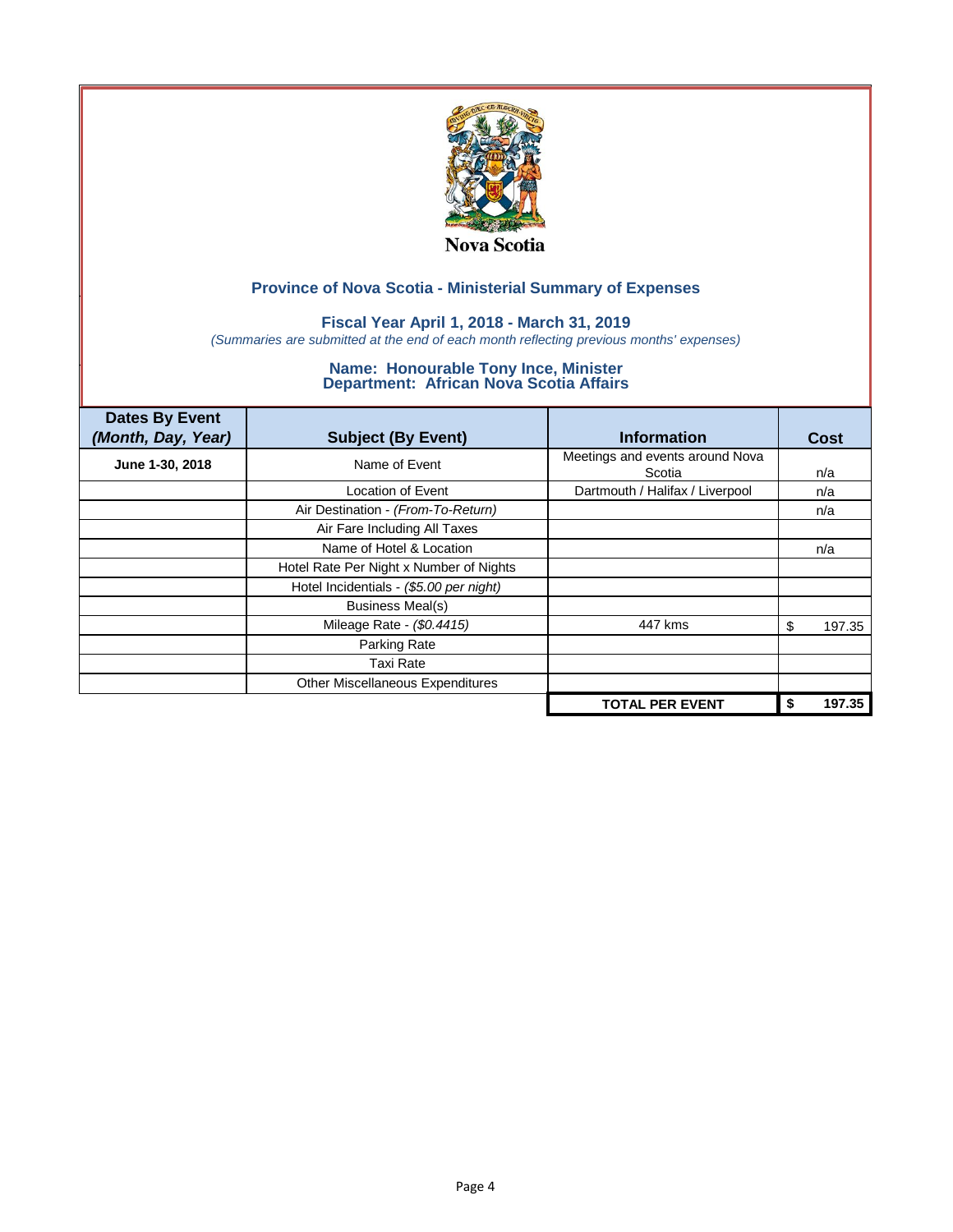Nova Scotia

## Province of Nova Scotia - Ministerial Summary of Expenses

### Fiscal Year April 1, 2018 - March 31, 2019

*(Summaries are submitted at the end of each month reflecting previous months' expenses)*

### Name: Honourable Tony Ince, Minister
### Department: African Nova Scotia Affairs

| Dates By Event *(Month, Day, Year)* | Subject (By Event) | Information | Cost |
|---|---|---|---|
| **June 1-30, 2018** | Name of Event | Meetings and events around Nova Scotia | n/a |
| | Location of Event | Dartmouth / Halifax / Liverpool | n/a |
| | Air Destination - *(From-To-Return)* | | n/a |
| | Air Fare Including All Taxes | | |
| | Name of Hotel & Location | | n/a |
| | Hotel Rate Per Night x Number of Nights | | |
| | Hotel Incidentials - *($5.00 per night)* | | |
| | Business Meal(s) | | |
| | Mileage Rate - *($0.4415)* | 447 kms | $ 197.35 |
| | Parking Rate | | |
| | Taxi Rate | | |
| | Other Miscellaneous Expenditures | | |
| | | **TOTAL PER EVENT** | **$ 197.35** |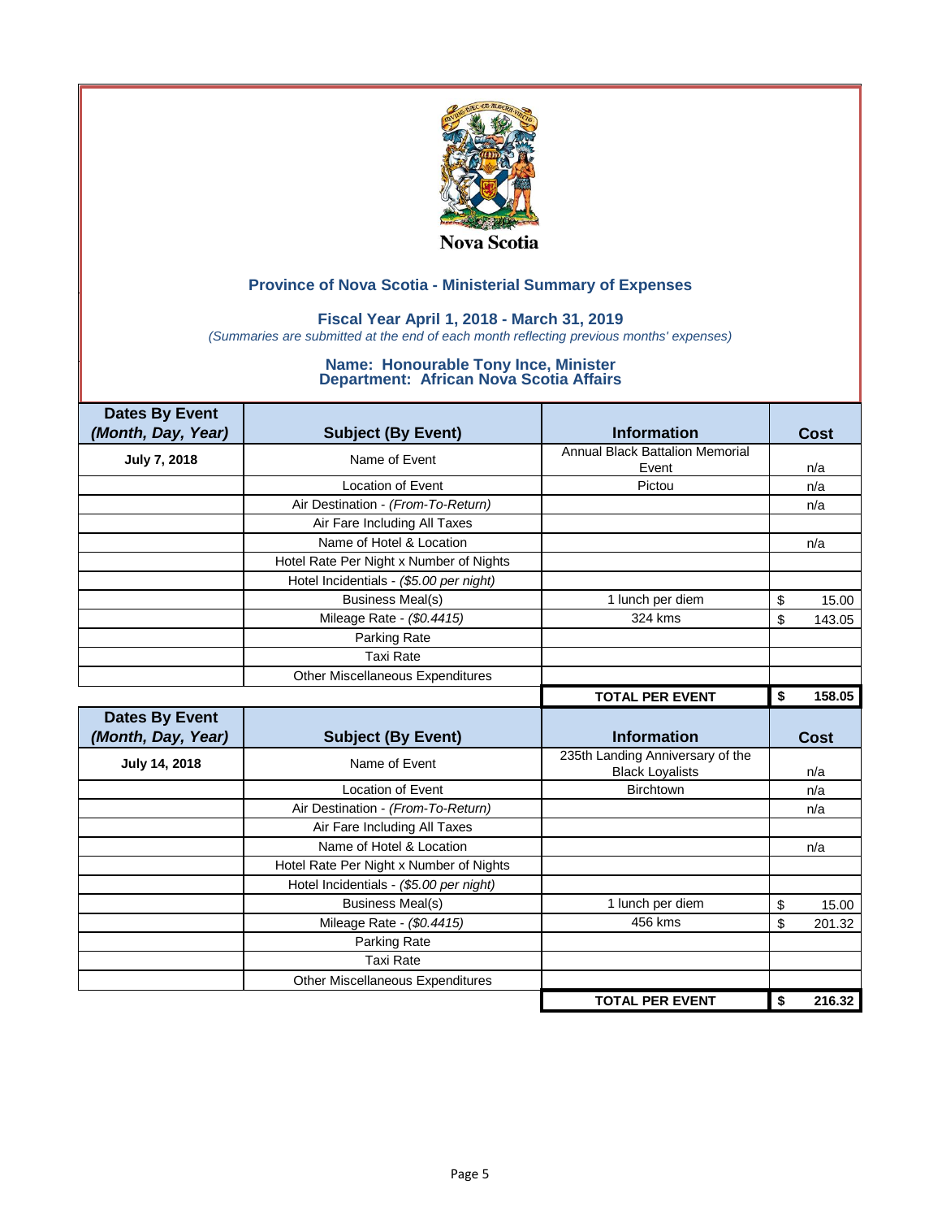Nova Scotia

## Province of Nova Scotia - Ministerial Summary of Expenses

### Fiscal Year April 1, 2018 - March 31, 2019

*(Summaries are submitted at the end of each month reflecting previous months' expenses)*

### Name: Honourable Tony Ince, Minister
### Department: African Nova Scotia Affairs

| Dates By Event *(Month, Day, Year)* | Subject (By Event) | Information | Cost |
|---|---|---|---|
| **July 7, 2018** | Name of Event | Annual Black Battalion Memorial Event | n/a |
| | Location of Event | Pictou | n/a |
| | Air Destination - *(From-To-Return)* | | n/a |
| | Air Fare Including All Taxes | | |
| | Name of Hotel & Location | | n/a |
| | Hotel Rate Per Night x Number of Nights | | |
| | Hotel Incidentials - *($5.00 per night)* | | |
| | Business Meal(s) | 1 lunch per diem | $ 15.00 |
| | Mileage Rate - *($0.4415)* | 324 kms | $ 143.05 |
| | Parking Rate | | |
| | Taxi Rate | | |
| | Other Miscellaneous Expenditures | | |
| | | **TOTAL PER EVENT** | **$ 158.05** |

| Dates By Event *(Month, Day, Year)* | Subject (By Event) | Information | Cost |
|---|---|---|---|
| **July 14, 2018** | Name of Event | 235th Landing Anniversary of the Black Loyalists | n/a |
| | Location of Event | Birchtown | n/a |
| | Air Destination - *(From-To-Return)* | | n/a |
| | Air Fare Including All Taxes | | |
| | Name of Hotel & Location | | n/a |
| | Hotel Rate Per Night x Number of Nights | | |
| | Hotel Incidentials - *($5.00 per night)* | | |
| | Business Meal(s) | 1 lunch per diem | $ 15.00 |
| | Mileage Rate - *($0.4415)* | 456 kms | $ 201.32 |
| | Parking Rate | | |
| | Taxi Rate | | |
| | Other Miscellaneous Expenditures | | |
| | | **TOTAL PER EVENT** | **$ 216.32** |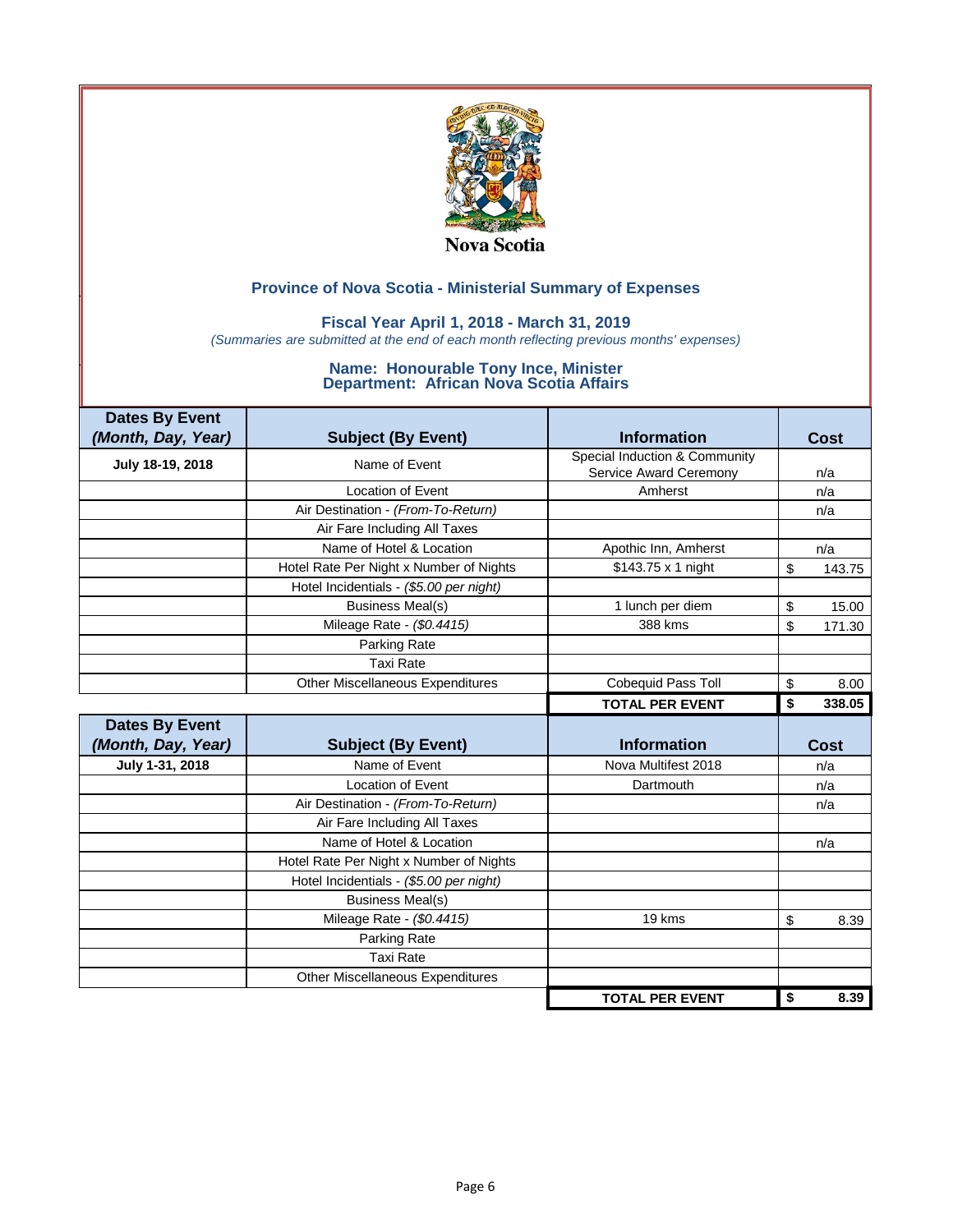Nova Scotia

## Province of Nova Scotia - Ministerial Summary of Expenses

### Fiscal Year April 1, 2018 - March 31, 2019

*(Summaries are submitted at the end of each month reflecting previous months' expenses)*

### Name: Honourable Tony Ince, Minister
### Department: African Nova Scotia Affairs

| Dates By Event *(Month, Day, Year)* | Subject (By Event) | Information | Cost |
|---|---|---|---|
| July 18-19, 2018 | Name of Event | Special Induction & Community Service Award Ceremony | n/a |
| | Location of Event | Amherst | n/a |
| | Air Destination - *(From-To-Return)* | | n/a |
| | Air Fare Including All Taxes | | |
| | Name of Hotel & Location | Apothic Inn, Amherst | n/a |
| | Hotel Rate Per Night x Number of Nights | $143.75 x 1 night | $ 143.75 |
| | Hotel Incidentials - *($5.00 per night)* | | |
| | Business Meal(s) | 1 lunch per diem | $ 15.00 |
| | Mileage Rate - *($0.4415)* | 388 kms | $ 171.30 |
| | Parking Rate | | |
| | Taxi Rate | | |
| | Other Miscellaneous Expenditures | Cobequid Pass Toll | $ 8.00 |
| | | **TOTAL PER EVENT** | **$ 338.05** |

| Dates By Event *(Month, Day, Year)* | Subject (By Event) | Information | Cost |
|---|---|---|---|
| July 1-31, 2018 | Name of Event | Nova Multifest 2018 | n/a |
| | Location of Event | Dartmouth | n/a |
| | Air Destination - *(From-To-Return)* | | n/a |
| | Air Fare Including All Taxes | | |
| | Name of Hotel & Location | | n/a |
| | Hotel Rate Per Night x Number of Nights | | |
| | Hotel Incidentials - *($5.00 per night)* | | |
| | Business Meal(s) | | |
| | Mileage Rate - *($0.4415)* | 19 kms | $ 8.39 |
| | Parking Rate | | |
| | Taxi Rate | | |
| | Other Miscellaneous Expenditures | | |
| | | **TOTAL PER EVENT** | **$ 8.39** |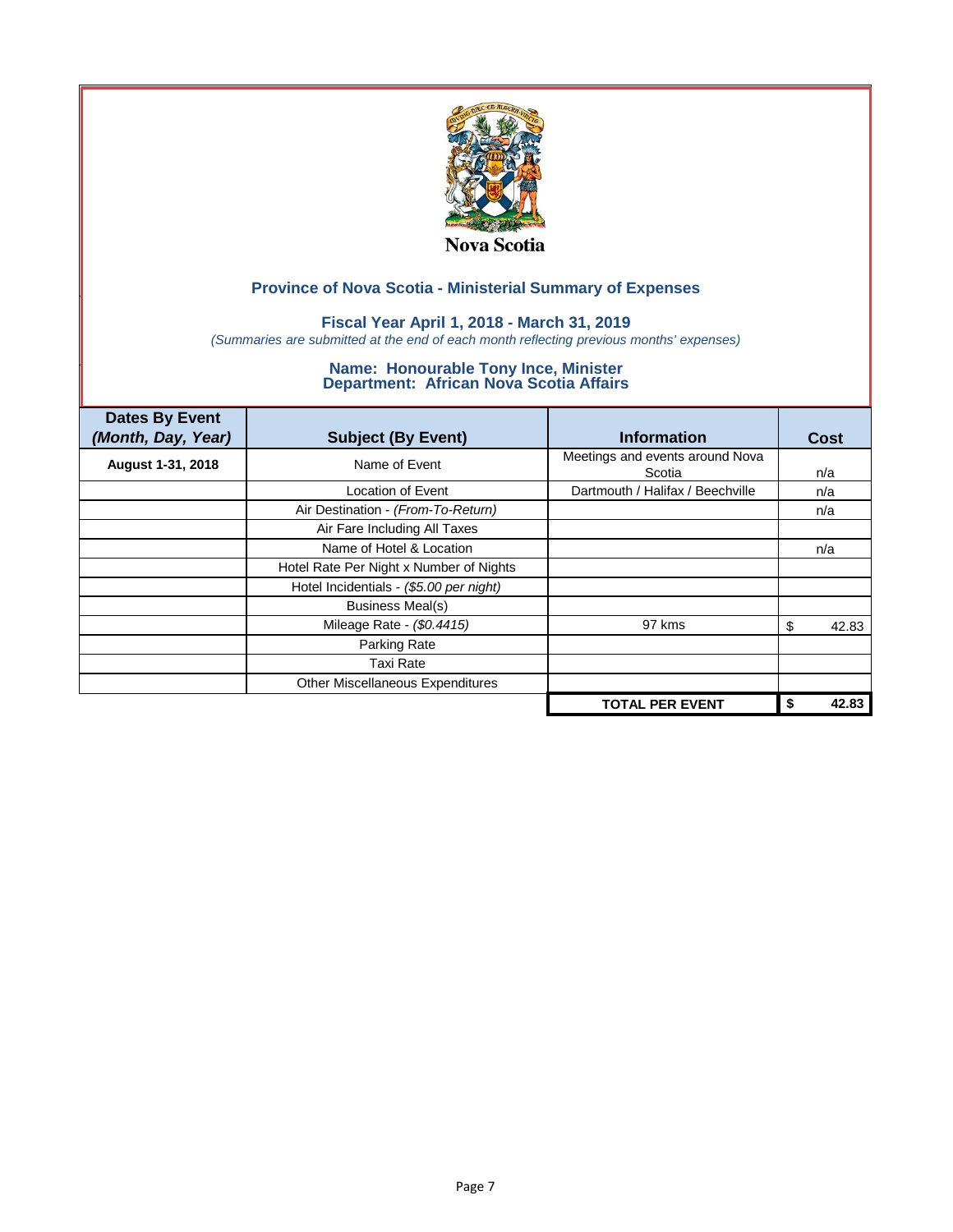Nova Scotia

## Province of Nova Scotia - Ministerial Summary of Expenses

### Fiscal Year April 1, 2018 - March 31, 2019

*(Summaries are submitted at the end of each month reflecting previous months' expenses)*

### Name: Honourable Tony Ince, Minister
### Department: African Nova Scotia Affairs

| Dates By Event *(Month, Day, Year)* | Subject (By Event) | Information | Cost |
|---|---|---|---|
| **August 1-31, 2018** | Name of Event | Meetings and events around Nova Scotia | n/a |
| | Location of Event | Dartmouth / Halifax / Beechville | n/a |
| | Air Destination - *(From-To-Return)* | | n/a |
| | Air Fare Including All Taxes | | |
| | Name of Hotel & Location | | n/a |
| | Hotel Rate Per Night x Number of Nights | | |
| | Hotel Incidentials - *($5.00 per night)* | | |
| | Business Meal(s) | | |
| | Mileage Rate - *($0.4415)* | 97 kms | $ 42.83 |
| | Parking Rate | | |
| | Taxi Rate | | |
| | Other Miscellaneous Expenditures | | |
| | | **TOTAL PER EVENT** | **$ 42.83** |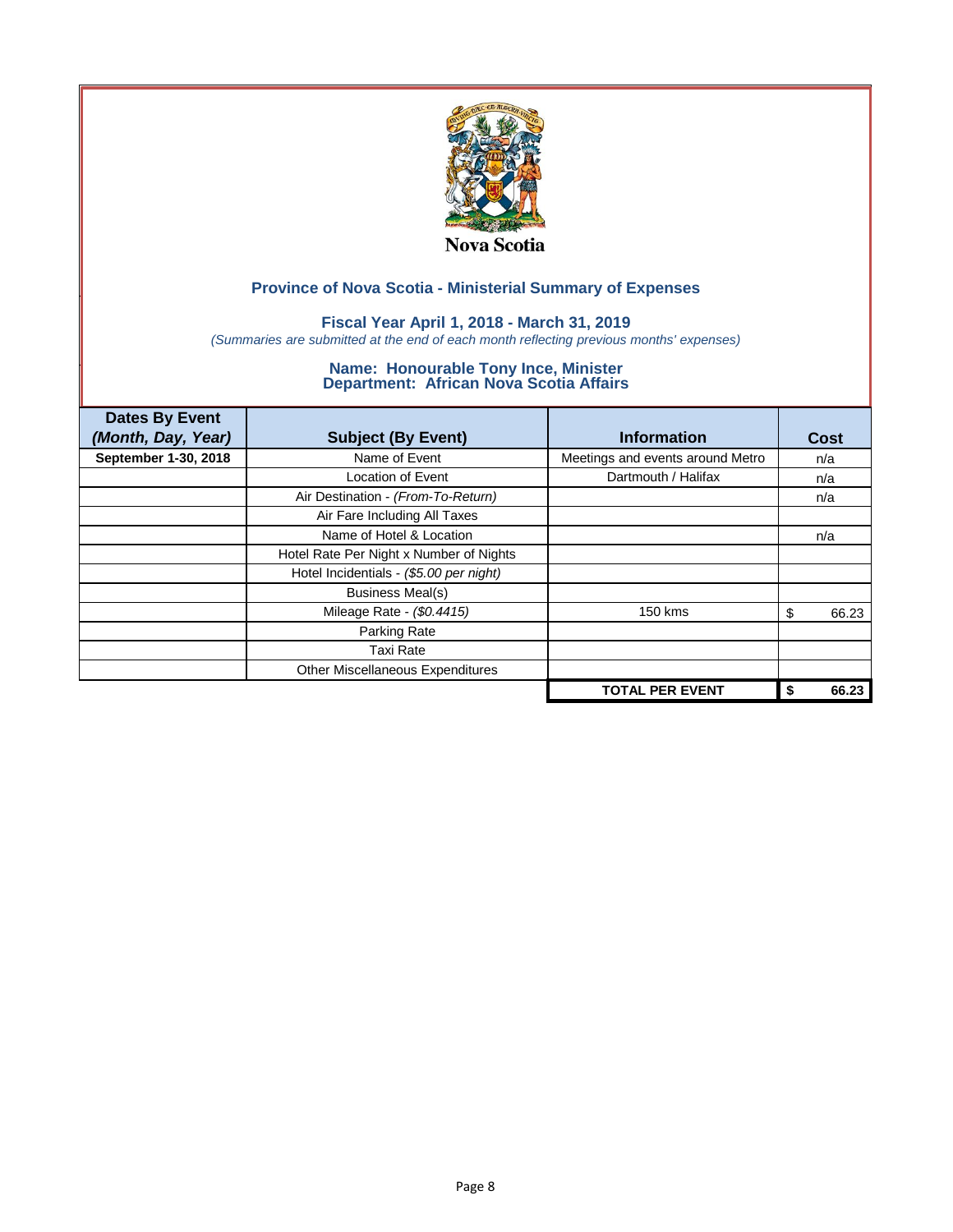Nova Scotia

## Province of Nova Scotia - Ministerial Summary of Expenses

### Fiscal Year April 1, 2018 - March 31, 2019

*(Summaries are submitted at the end of each month reflecting previous months' expenses)*

### Name: Honourable Tony Ince, Minister
### Department: African Nova Scotia Affairs

| Dates By Event *(Month, Day, Year)* | Subject (By Event) | Information | Cost |
|---|---|---|---|
| **September 1-30, 2018** | Name of Event | Meetings and events around Metro | n/a |
| | Location of Event | Dartmouth / Halifax | n/a |
| | Air Destination - *(From-To-Return)* | | n/a |
| | Air Fare Including All Taxes | | |
| | Name of Hotel & Location | | n/a |
| | Hotel Rate Per Night x Number of Nights | | |
| | Hotel Incidentials - *($5.00 per night)* | | |
| | Business Meal(s) | | |
| | Mileage Rate - *($0.4415)* | 150 kms | $ 66.23 |
| | Parking Rate | | |
| | Taxi Rate | | |
| | Other Miscellaneous Expenditures | | |
| | | **TOTAL PER EVENT** | **$ 66.23** |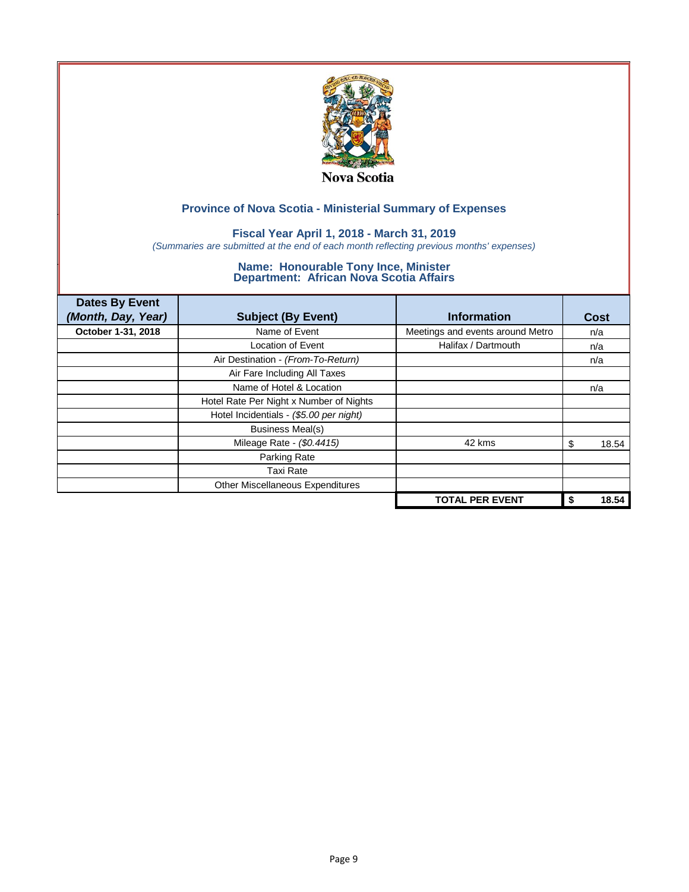Nova Scotia

## Province of Nova Scotia - Ministerial Summary of Expenses

### Fiscal Year April 1, 2018 - March 31, 2019

*(Summaries are submitted at the end of each month reflecting previous months' expenses)*

### Name: Honourable Tony Ince, Minister
### Department: African Nova Scotia Affairs

| Dates By Event *(Month, Day, Year)* | Subject (By Event) | Information | Cost |
|---|---|---|---|
| **October 1-31, 2018** | Name of Event | Meetings and events around Metro | n/a |
| | Location of Event | Halifax / Dartmouth | n/a |
| | Air Destination - *(From-To-Return)* | | n/a |
| | Air Fare Including All Taxes | | |
| | Name of Hotel & Location | | n/a |
| | Hotel Rate Per Night x Number of Nights | | |
| | Hotel Incidentials - *($5.00 per night)* | | |
| | Business Meal(s) | | |
| | Mileage Rate - *($0.4415)* | 42 kms | $ 18.54 |
| | Parking Rate | | |
| | Taxi Rate | | |
| | Other Miscellaneous Expenditures | | |
| | | **TOTAL PER EVENT** | **$ 18.54** |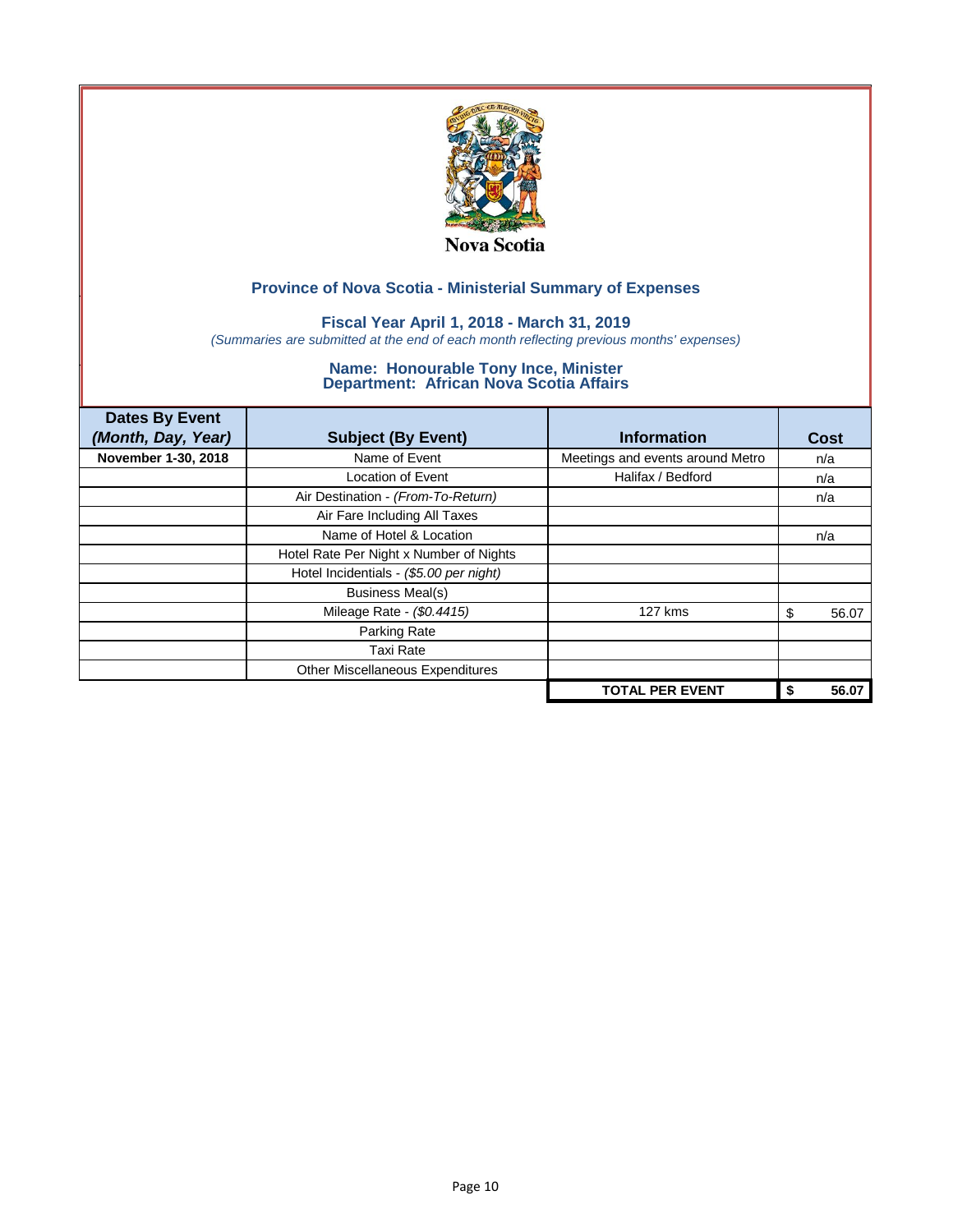Nova Scotia

## Province of Nova Scotia - Ministerial Summary of Expenses

### Fiscal Year April 1, 2018 - March 31, 2019

*(Summaries are submitted at the end of each month reflecting previous months' expenses)*

### Name: Honourable Tony Ince, Minister
### Department: African Nova Scotia Affairs

| Dates By Event *(Month, Day, Year)* | Subject (By Event) | Information | Cost |
|---|---|---|---|
| **November 1-30, 2018** | Name of Event | Meetings and events around Metro | n/a |
| | Location of Event | Halifax / Bedford | n/a |
| | Air Destination - *(From-To-Return)* | | n/a |
| | Air Fare Including All Taxes | | |
| | Name of Hotel & Location | | n/a |
| | Hotel Rate Per Night x Number of Nights | | |
| | Hotel Incidentials - *($5.00 per night)* | | |
| | Business Meal(s) | | |
| | Mileage Rate - *($0.4415)* | 127 kms | $ 56.07 |
| | Parking Rate | | |
| | Taxi Rate | | |
| | Other Miscellaneous Expenditures | | |
| | | **TOTAL PER EVENT** | **$ 56.07** |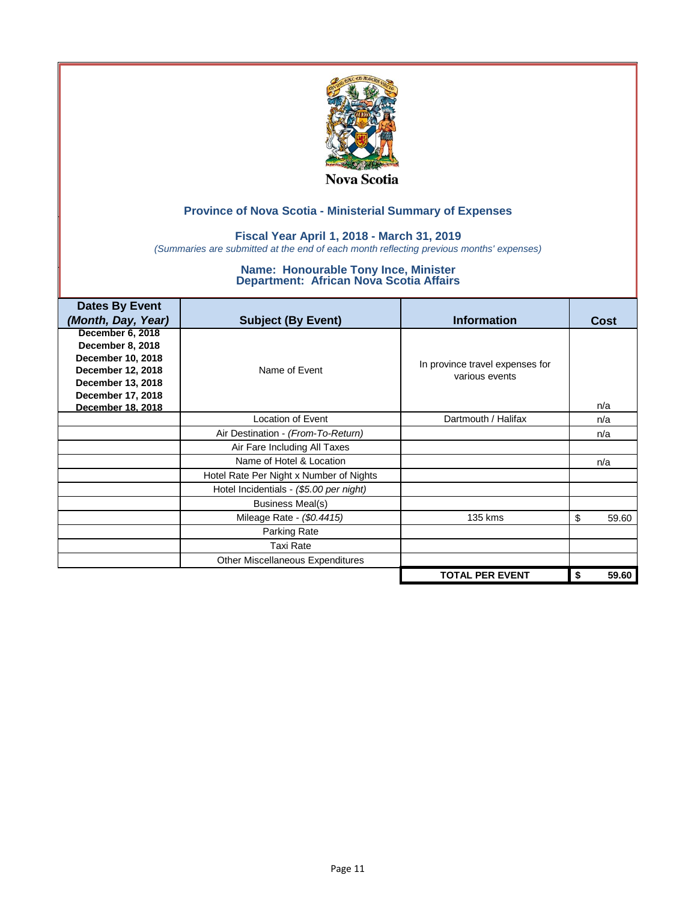Nova Scotia

## Province of Nova Scotia - Ministerial Summary of Expenses

### Fiscal Year April 1, 2018 - March 31, 2019

*(Summaries are submitted at the end of each month reflecting previous months' expenses)*

### Name: Honourable Tony Ince, Minister
### Department: African Nova Scotia Affairs

| Dates By Event *(Month, Day, Year)* | Subject (By Event) | Information | Cost |
|---|---|---|---|
| **December 6, 2018 December 8, 2018 December 10, 2018 December 12, 2018 December 13, 2018 December 17, 2018 December 18, 2018** | Name of Event | In province travel expenses for various events | n/a |
| | Location of Event | Dartmouth / Halifax | n/a |
| | Air Destination - *(From-To-Return)* | | n/a |
| | Air Fare Including All Taxes | | |
| | Name of Hotel & Location | | n/a |
| | Hotel Rate Per Night x Number of Nights | | |
| | Hotel Incidentials - *($5.00 per night)* | | |
| | Business Meal(s) | | |
| | Mileage Rate - *($0.4415)* | 135 kms | $ 59.60 |
| | Parking Rate | | |
| | Taxi Rate | | |
| | Other Miscellaneous Expenditures | | |
| | | **TOTAL PER EVENT** | **$ 59.60** |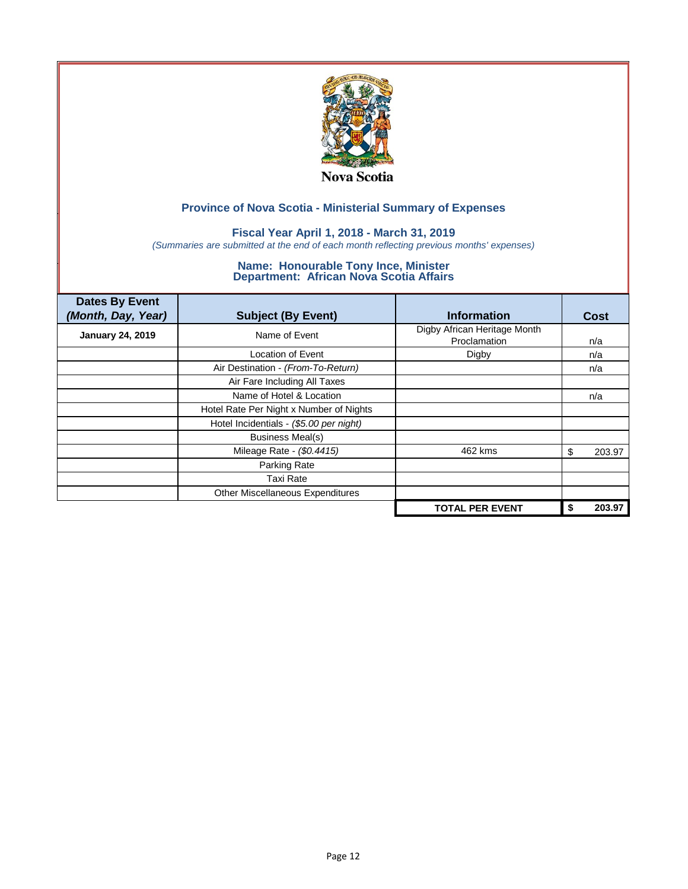Nova Scotia

### Province of Nova Scotia - Ministerial Summary of Expenses

**Fiscal Year April 1, 2018 - March 31, 2019**

*(Summaries are submitted at the end of each month reflecting previous months' expenses)*

**Name: Honourable Tony Ince, Minister**
**Department: African Nova Scotia Affairs**

| Dates By Event *(Month, Day, Year)* | Subject (By Event) | Information | Cost |
|---|---|---|---|
| **January 24, 2019** | Name of Event | Digby African Heritage Month Proclamation | n/a |
| | Location of Event | Digby | n/a |
| | Air Destination - *(From-To-Return)* | | n/a |
| | Air Fare Including All Taxes | | |
| | Name of Hotel & Location | | n/a |
| | Hotel Rate Per Night x Number of Nights | | |
| | Hotel Incidentials - *($5.00 per night)* | | |
| | Business Meal(s) | | |
| | Mileage Rate - *($0.4415)* | 462 kms | $ 203.97 |
| | Parking Rate | | |
| | Taxi Rate | | |
| | Other Miscellaneous Expenditures | | |
| | | **TOTAL PER EVENT** | **$ 203.97** |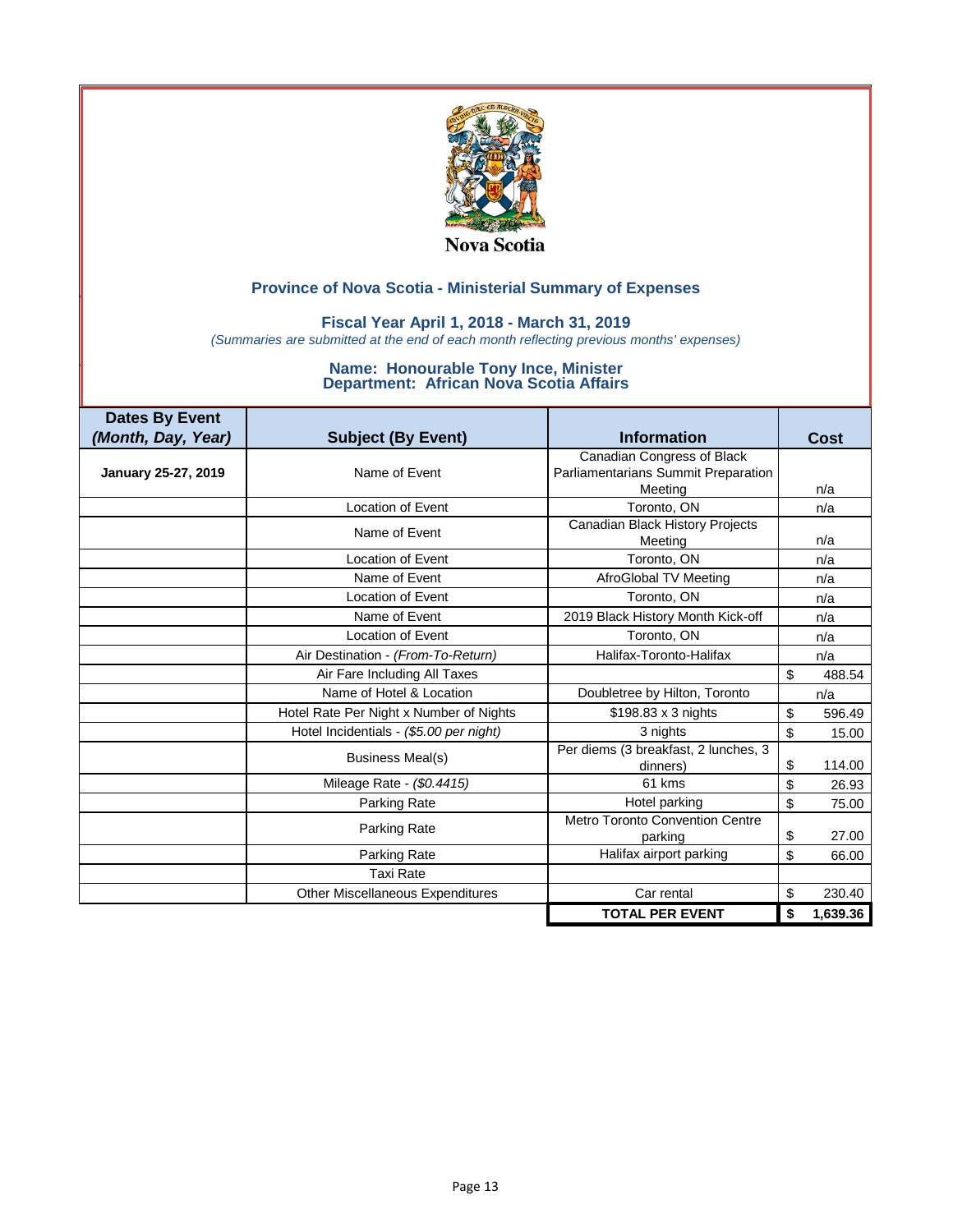Nova Scotia

## Province of Nova Scotia - Ministerial Summary of Expenses

### Fiscal Year April 1, 2018 - March 31, 2019

*(Summaries are submitted at the end of each month reflecting previous months' expenses)*

### Name: Honourable Tony Ince, Minister
### Department: African Nova Scotia Affairs

| Dates By Event *(Month, Day, Year)* | Subject (By Event) | Information | Cost |
|---|---|---|---|
| **January 25-27, 2019** | Name of Event | Canadian Congress of Black Parliamentarians Summit Preparation Meeting | n/a |
| | Location of Event | Toronto, ON | n/a |
| | Name of Event | Canadian Black History Projects Meeting | n/a |
| | Location of Event | Toronto, ON | n/a |
| | Name of Event | AfroGlobal TV Meeting | n/a |
| | Location of Event | Toronto, ON | n/a |
| | Name of Event | 2019 Black History Month Kick-off | n/a |
| | Location of Event | Toronto, ON | n/a |
| | Air Destination - *(From-To-Return)* | Halifax-Toronto-Halifax | n/a |
| | Air Fare Including All Taxes | | $ 488.54 |
| | Name of Hotel & Location | Doubletree by Hilton, Toronto | n/a |
| | Hotel Rate Per Night x Number of Nights | $198.83 x 3 nights | $ 596.49 |
| | Hotel Incidentials - *($5.00 per night)* | 3 nights | $ 15.00 |
| | Business Meal(s) | Per diems (3 breakfast, 2 lunches, 3 dinners) | $ 114.00 |
| | Mileage Rate - *($0.4415)* | 61 kms | $ 26.93 |
| | Parking Rate | Hotel parking | $ 75.00 |
| | Parking Rate | Metro Toronto Convention Centre parking | $ 27.00 |
| | Parking Rate | Halifax airport parking | $ 66.00 |
| | Taxi Rate | | |
| | Other Miscellaneous Expenditures | Car rental | $ 230.40 |
| | | **TOTAL PER EVENT** | **$ 1,639.36** |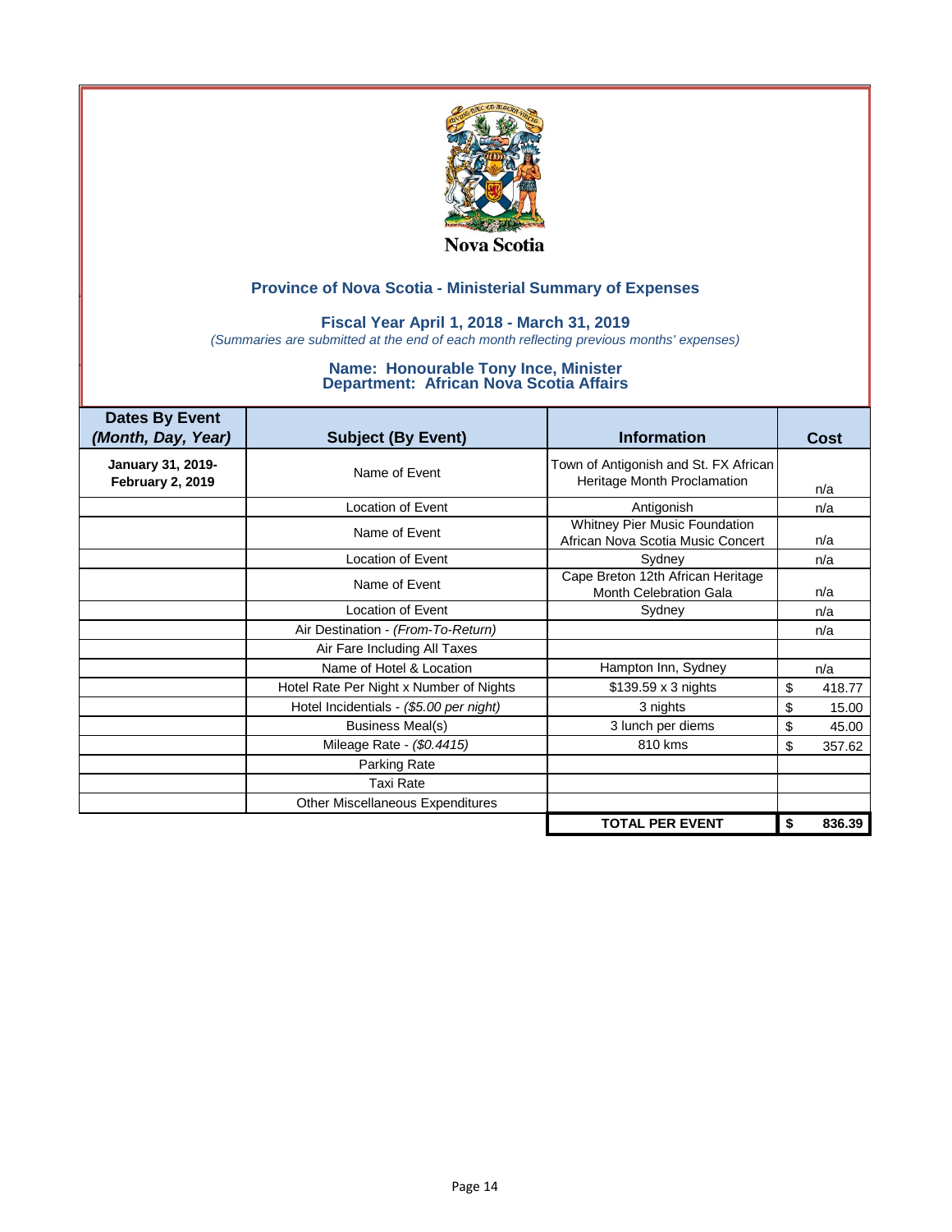Nova Scotia

## Province of Nova Scotia - Ministerial Summary of Expenses

### Fiscal Year April 1, 2018 - March 31, 2019

*(Summaries are submitted at the end of each month reflecting previous months' expenses)*

### Name: Honourable Tony Ince, Minister
### Department: African Nova Scotia Affairs

| Dates By Event *(Month, Day, Year)* | Subject (By Event) | Information | Cost |
|---|---|---|---|
| **January 31, 2019- February 2, 2019** | Name of Event | Town of Antigonish and St. FX African Heritage Month Proclamation | n/a |
| | Location of Event | Antigonish | n/a |
| | Name of Event | Whitney Pier Music Foundation African Nova Scotia Music Concert | n/a |
| | Location of Event | Sydney | n/a |
| | Name of Event | Cape Breton 12th African Heritage Month Celebration Gala | n/a |
| | Location of Event | Sydney | n/a |
| | Air Destination - *(From-To-Return)* | | n/a |
| | Air Fare Including All Taxes | | |
| | Name of Hotel & Location | Hampton Inn, Sydney | n/a |
| | Hotel Rate Per Night x Number of Nights | $139.59 x 3 nights | $ 418.77 |
| | Hotel Incidentials - *($5.00 per night)* | 3 nights | $ 15.00 |
| | Business Meal(s) | 3 lunch per diems | $ 45.00 |
| | Mileage Rate - *($0.4415)* | 810 kms | $ 357.62 |
| | Parking Rate | | |
| | Taxi Rate | | |
| | Other Miscellaneous Expenditures | | |
| | | **TOTAL PER EVENT** | **$ 836.39** |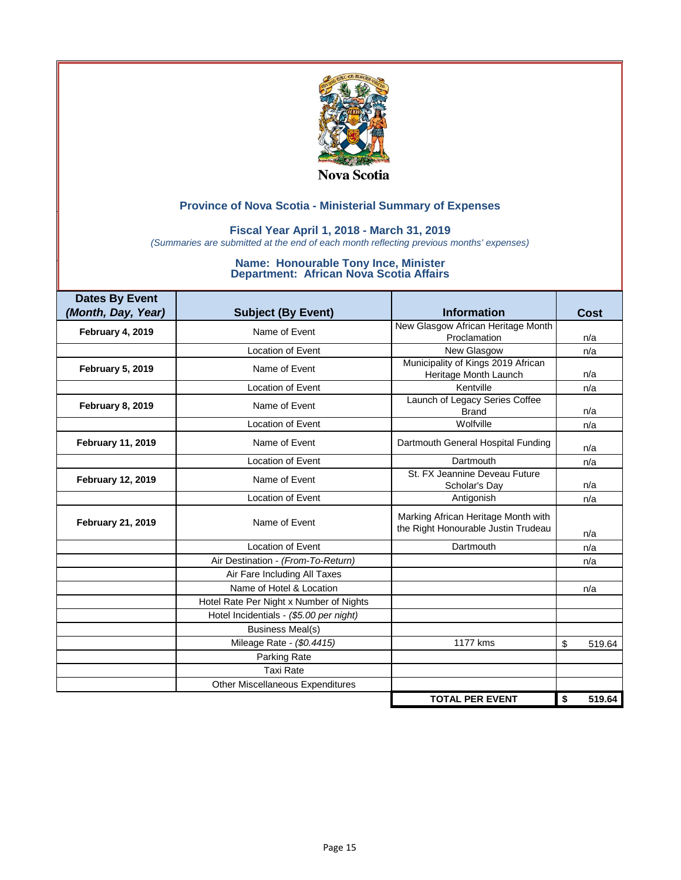Nova Scotia

## Province of Nova Scotia - Ministerial Summary of Expenses

### Fiscal Year April 1, 2018 - March 31, 2019

*(Summaries are submitted at the end of each month reflecting previous months' expenses)*

### Name: Honourable Tony Ince, Minister
### Department: African Nova Scotia Affairs

| Dates By Event *(Month, Day, Year)* | Subject (By Event) | Information | Cost |
|---|---|---|---|
| **February 4, 2019** | Name of Event | New Glasgow African Heritage Month Proclamation | n/a |
| | Location of Event | New Glasgow | n/a |
| **February 5, 2019** | Name of Event | Municipality of Kings 2019 African Heritage Month Launch | n/a |
| | Location of Event | Kentville | n/a |
| **February 8, 2019** | Name of Event | Launch of Legacy Series Coffee Brand | n/a |
| | Location of Event | Wolfville | n/a |
| **February 11, 2019** | Name of Event | Dartmouth General Hospital Funding | n/a |
| | Location of Event | Dartmouth | n/a |
| **February 12, 2019** | Name of Event | St. FX Jeannine Deveau Future Scholar's Day | n/a |
| | Location of Event | Antigonish | n/a |
| **February 21, 2019** | Name of Event | Marking African Heritage Month with the Right Honourable Justin Trudeau | n/a |
| | Location of Event | Dartmouth | n/a |
| | Air Destination - *(From-To-Return)* | | n/a |
| | Air Fare Including All Taxes | | |
| | Name of Hotel & Location | | n/a |
| | Hotel Rate Per Night x Number of Nights | | |
| | Hotel Incidentials - *($5.00 per night)* | | |
| | Business Meal(s) | | |
| | Mileage Rate - *($0.4415)* | 1177 kms | $ 519.64 |
| | Parking Rate | | |
| | Taxi Rate | | |
| | Other Miscellaneous Expenditures | | |
| | | **TOTAL PER EVENT** | **$ 519.64** |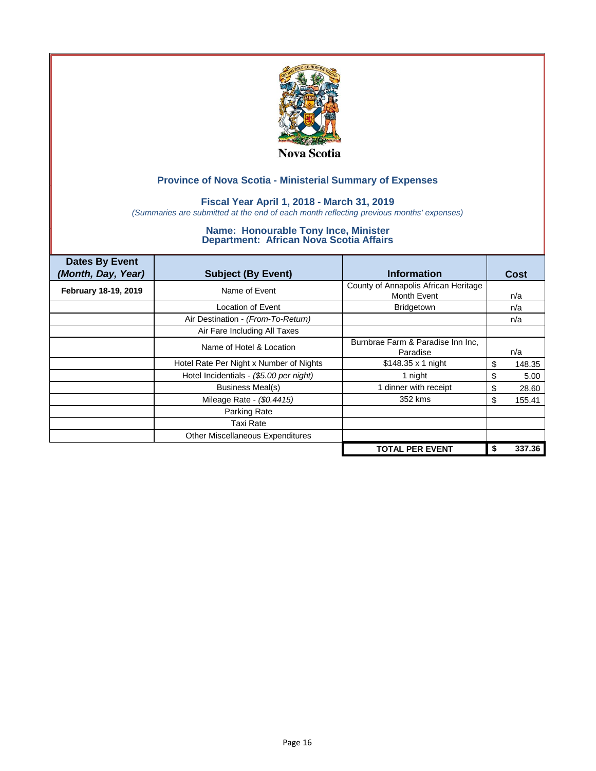Nova Scotia

## Province of Nova Scotia - Ministerial Summary of Expenses

### Fiscal Year April 1, 2018 - March 31, 2019

*(Summaries are submitted at the end of each month reflecting previous months' expenses)*

### Name: Honourable Tony Ince, Minister
### Department: African Nova Scotia Affairs

| Dates By Event *(Month, Day, Year)* | Subject (By Event) | Information | Cost |
|---|---|---|---|
| **February 18-19, 2019** | Name of Event | County of Annapolis African Heritage Month Event | n/a |
| | Location of Event | Bridgetown | n/a |
| | Air Destination - *(From-To-Return)* | | n/a |
| | Air Fare Including All Taxes | | |
| | Name of Hotel & Location | Burnbrae Farm & Paradise Inn Inc, Paradise | n/a |
| | Hotel Rate Per Night x Number of Nights | $148.35 x 1 night | $ 148.35 |
| | Hotel Incidentials - *($5.00 per night)* | 1 night | $ 5.00 |
| | Business Meal(s) | 1 dinner with receipt | $ 28.60 |
| | Mileage Rate - *($0.4415)* | 352 kms | $ 155.41 |
| | Parking Rate | | |
| | Taxi Rate | | |
| | Other Miscellaneous Expenditures | | |
| | | **TOTAL PER EVENT** | **$ 337.36** |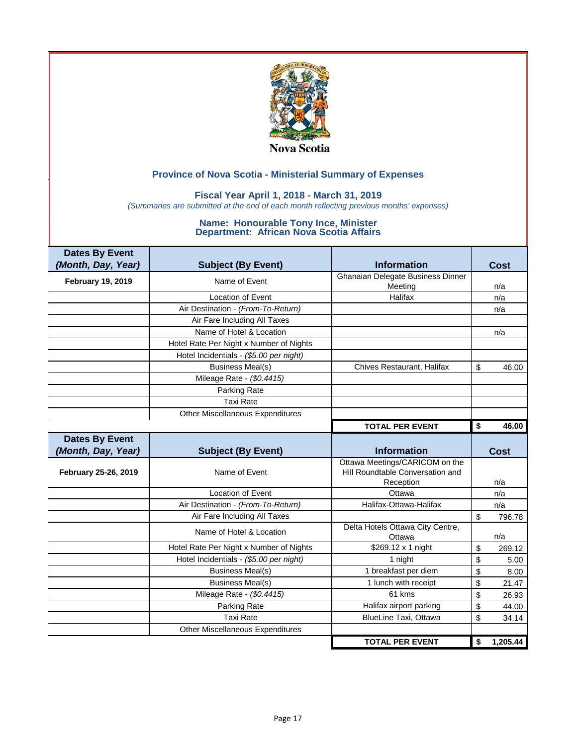Nova Scotia

## Province of Nova Scotia - Ministerial Summary of Expenses

### Fiscal Year April 1, 2018 - March 31, 2019

*(Summaries are submitted at the end of each month reflecting previous months' expenses)*

### Name: Honourable Tony Ince, Minister
### Department: African Nova Scotia Affairs

| Dates By Event *(Month, Day, Year)* | Subject (By Event) | Information | Cost |
|---|---|---|---|
| **February 19, 2019** | Name of Event | Ghanaian Delegate Business Dinner Meeting | n/a |
| | Location of Event | Halifax | n/a |
| | Air Destination - *(From-To-Return)* | | n/a |
| | Air Fare Including All Taxes | | |
| | Name of Hotel & Location | | n/a |
| | Hotel Rate Per Night x Number of Nights | | |
| | Hotel Incidentials - *($5.00 per night)* | | |
| | Business Meal(s) | Chives Restaurant, Halifax | $ 46.00 |
| | Mileage Rate - *($0.4415)* | | |
| | Parking Rate | | |
| | Taxi Rate | | |
| | Other Miscellaneous Expenditures | | |
| | | **TOTAL PER EVENT** | **$ 46.00** |

| Dates By Event *(Month, Day, Year)* | Subject (By Event) | Information | Cost |
|---|---|---|---|
| **February 25-26, 2019** | Name of Event | Ottawa Meetings/CARICOM on the Hill Roundtable Conversation and Reception | n/a |
| | Location of Event | Ottawa | n/a |
| | Air Destination - *(From-To-Return)* | Halifax-Ottawa-Halifax | n/a |
| | Air Fare Including All Taxes | | $ 796.78 |
| | Name of Hotel & Location | Delta Hotels Ottawa City Centre, Ottawa | n/a |
| | Hotel Rate Per Night x Number of Nights | $269.12 x 1 night | $ 269.12 |
| | Hotel Incidentials - *($5.00 per night)* | 1 night | $ 5.00 |
| | Business Meal(s) | 1 breakfast per diem | $ 8.00 |
| | Business Meal(s) | 1 lunch with receipt | $ 21.47 |
| | Mileage Rate - *($0.4415)* | 61 kms | $ 26.93 |
| | Parking Rate | Halifax airport parking | $ 44.00 |
| | Taxi Rate | BlueLine Taxi, Ottawa | $ 34.14 |
| | Other Miscellaneous Expenditures | | |
| | | **TOTAL PER EVENT** | **$ 1,205.44** |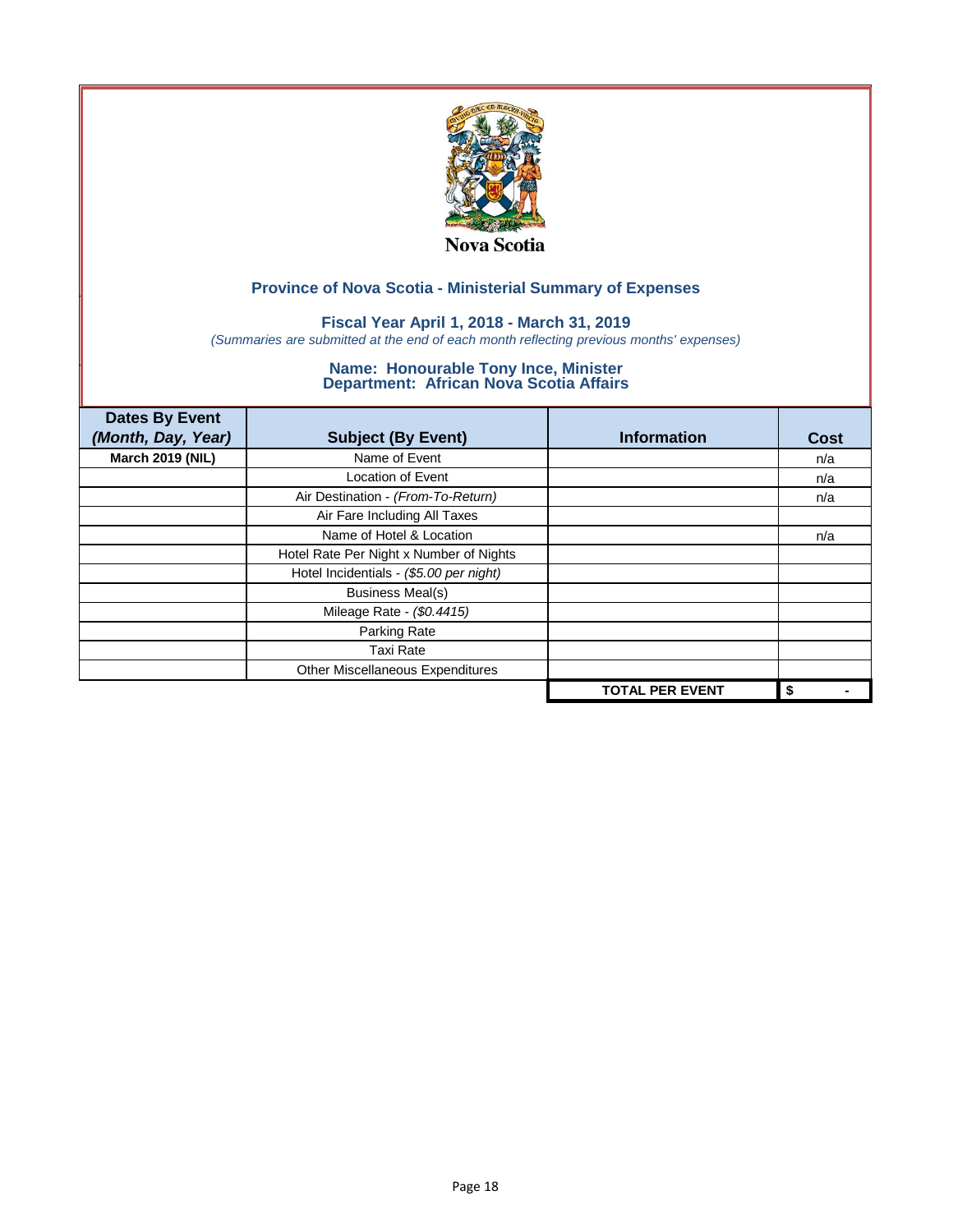Nova Scotia

## Province of Nova Scotia - Ministerial Summary of Expenses

### Fiscal Year April 1, 2018 - March 31, 2019

*(Summaries are submitted at the end of each month reflecting previous months' expenses)*

### Name: Honourable Tony Ince, Minister
### Department: African Nova Scotia Affairs

| Dates By Event *(Month, Day, Year)* | Subject (By Event) | Information | Cost |
|---|---|---|---|
| **March 2019 (NIL)** | Name of Event | | n/a |
| | Location of Event | | n/a |
| | Air Destination - *(From-To-Return)* | | n/a |
| | Air Fare Including All Taxes | | |
| | Name of Hotel & Location | | n/a |
| | Hotel Rate Per Night x Number of Nights | | |
| | Hotel Incidentials - *($5.00 per night)* | | |
| | Business Meal(s) | | |
| | Mileage Rate - *($0.4415)* | | |
| | Parking Rate | | |
| | Taxi Rate | | |
| | Other Miscellaneous Expenditures | | |
| | | **TOTAL PER EVENT** | **$ -** |